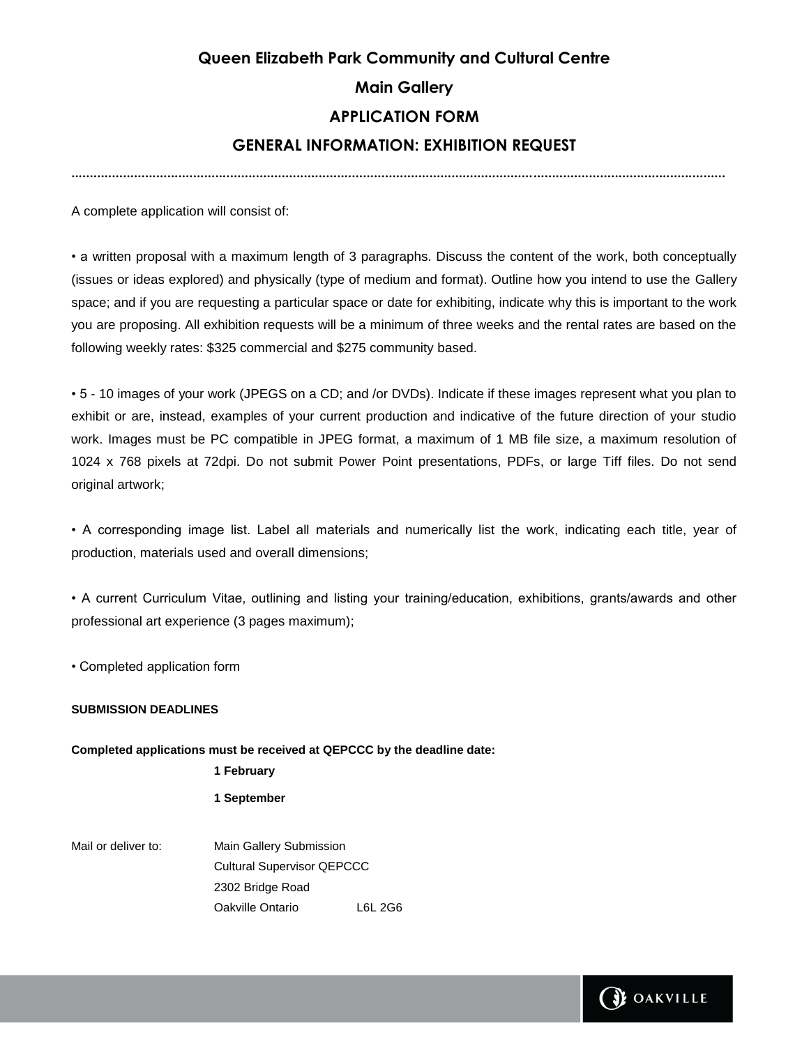# Queen Elizabeth Park Community and Cultural Centre

## Main Gallery

## APPLICATION FORM

## GENERAL INFORMATION: EXHIBITION REQUEST

.................................................................................................................................................................

A complete application will consist of:

• a written proposal with a maximum length of 3 paragraphs. Discuss the content of the work, both conceptually (issues or ideas explored) and physically (type of medium and format). Outline how you intend to use the Gallery space; and if you are requesting a particular space or date for exhibiting, indicate why this is important to the work you are proposing. All exhibition requests will be a minimum of three weeks and the rental rates are based on the following weekly rates: $325 commercial and $275 community based.

• 5 - 10 images of your work (JPEGS on a CD; and /or DVDs). Indicate if these images represent what you plan to exhibit or are, instead, examples of your current production and indicative of the future direction of your studio work. Images must be PC compatible in JPEG format, a maximum of 1 MB file size, a maximum resolution of 1024 x 768 pixels at 72dpi. Do not submit Power Point presentations, PDFs, or large Tiff files. Do not send original artwork;

• A corresponding image list. Label all materials and numerically list the work, indicating each title, year of production, materials used and overall dimensions;

• A current Curriculum Vitae, outlining and listing your training/education, exhibitions, grants/awards and other professional art experience (3 pages maximum);

• Completed application form

**SUBMISSION DEADLINES**

**Completed applications must be received at QEPCCC by the deadline date:**

**1 February**

**1 September**

Mail or deliver to:

Main Gallery Submission
Cultural Supervisor QEPCCC
2302 Bridge Road
Oakville Ontario L6L 2G6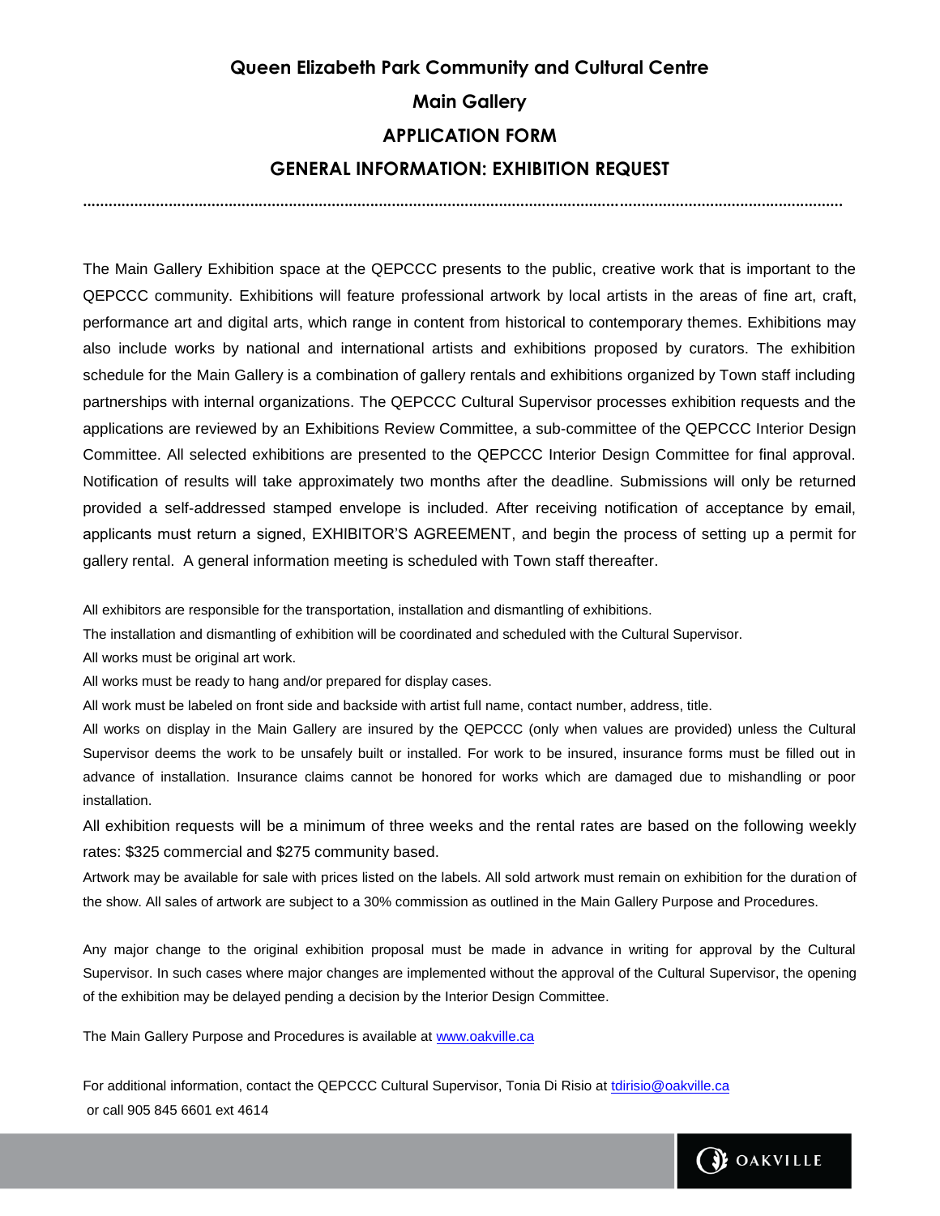# Queen Elizabeth Park Community and Cultural Centre

## Main Gallery

## APPLICATION FORM

## GENERAL INFORMATION: EXHIBITION REQUEST

The Main Gallery Exhibition space at the QEPCCC presents to the public, creative work that is important to the QEPCCC community. Exhibitions will feature professional artwork by local artists in the areas of fine art, craft, performance art and digital arts, which range in content from historical to contemporary themes. Exhibitions may also include works by national and international artists and exhibitions proposed by curators. The exhibition schedule for the Main Gallery is a combination of gallery rentals and exhibitions organized by Town staff including partnerships with internal organizations. The QEPCCC Cultural Supervisor processes exhibition requests and the applications are reviewed by an Exhibitions Review Committee, a sub-committee of the QEPCCC Interior Design Committee. All selected exhibitions are presented to the QEPCCC Interior Design Committee for final approval. Notification of results will take approximately two months after the deadline. Submissions will only be returned provided a self-addressed stamped envelope is included. After receiving notification of acceptance by email, applicants must return a signed, EXHIBITOR'S AGREEMENT, and begin the process of setting up a permit for gallery rental. A general information meeting is scheduled with Town staff thereafter.

All exhibitors are responsible for the transportation, installation and dismantling of exhibitions.

The installation and dismantling of exhibition will be coordinated and scheduled with the Cultural Supervisor.

All works must be original art work.

All works must be ready to hang and/or prepared for display cases.

All work must be labeled on front side and backside with artist full name, contact number, address, title.

All works on display in the Main Gallery are insured by the QEPCCC (only when values are provided) unless the Cultural Supervisor deems the work to be unsafely built or installed. For work to be insured, insurance forms must be filled out in advance of installation. Insurance claims cannot be honored for works which are damaged due to mishandling or poor installation.

All exhibition requests will be a minimum of three weeks and the rental rates are based on the following weekly rates: $325 commercial and $275 community based.

Artwork may be available for sale with prices listed on the labels. All sold artwork must remain on exhibition for the duration of the show. All sales of artwork are subject to a 30% commission as outlined in the Main Gallery Purpose and Procedures.

Any major change to the original exhibition proposal must be made in advance in writing for approval by the Cultural Supervisor. In such cases where major changes are implemented without the approval of the Cultural Supervisor, the opening of the exhibition may be delayed pending a decision by the Interior Design Committee.

The Main Gallery Purpose and Procedures is available at [www.oakville.ca](http://www.oakville.ca)

For additional information, contact the QEPCCC Cultural Supervisor, Tonia Di Risio at [tdirisio@oakville.ca](mailto:tdirisio@oakville.ca)
or call 905 845 6601 ext 4614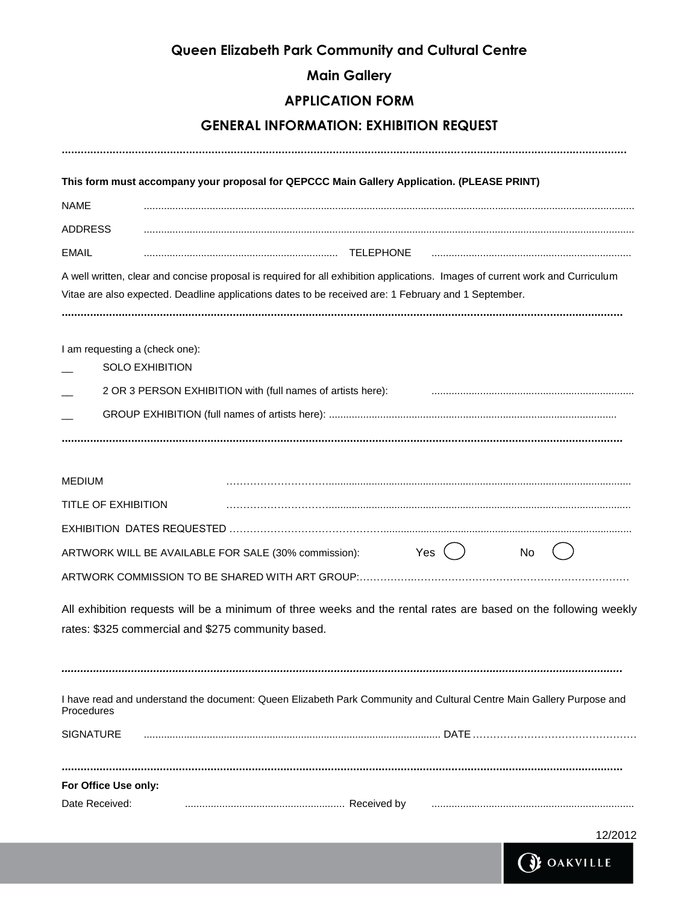# Queen Elizabeth Park Community and Cultural Centre

## Main Gallery

## APPLICATION FORM

## GENERAL INFORMATION: EXHIBITION REQUEST

**This form must accompany your proposal for QEPCCC Main Gallery Application. (PLEASE PRINT)**

NAME ..........................................................................

ADDRESS ..........................................................................

EMAIL .................................... TELEPHONE ....................................

A well written, clear and concise proposal is required for all exhibition applications. Images of current work and Curriculum Vitae are also expected. Deadline applications dates to be received are: 1 February and 1 September.

I am requesting a (check one):

__ SOLO EXHIBITION

__ 2 OR 3 PERSON EXHIBITION with (full names of artists here): ....................................

__ GROUP EXHIBITION (full names of artists here): ....................................

MEDIUM ..........................................................................

TITLE OF EXHIBITION ..........................................................................

EXHIBITION DATES REQUESTED ..........................................................................

ARTWORK WILL BE AVAILABLE FOR SALE (30% commission): Yes ◯ No ◯

ARTWORK COMMISSION TO BE SHARED WITH ART GROUP: ..........................................................................

All exhibition requests will be a minimum of three weeks and the rental rates are based on the following weekly rates: $325 commercial and $275 community based.

I have read and understand the document: Queen Elizabeth Park Community and Cultural Centre Main Gallery Purpose and Procedures

SIGNATURE .................................................... DATE ....................................

**For Office Use only:**

Date Received: .................................... Received by ....................................

12/2012

OAKVILLE